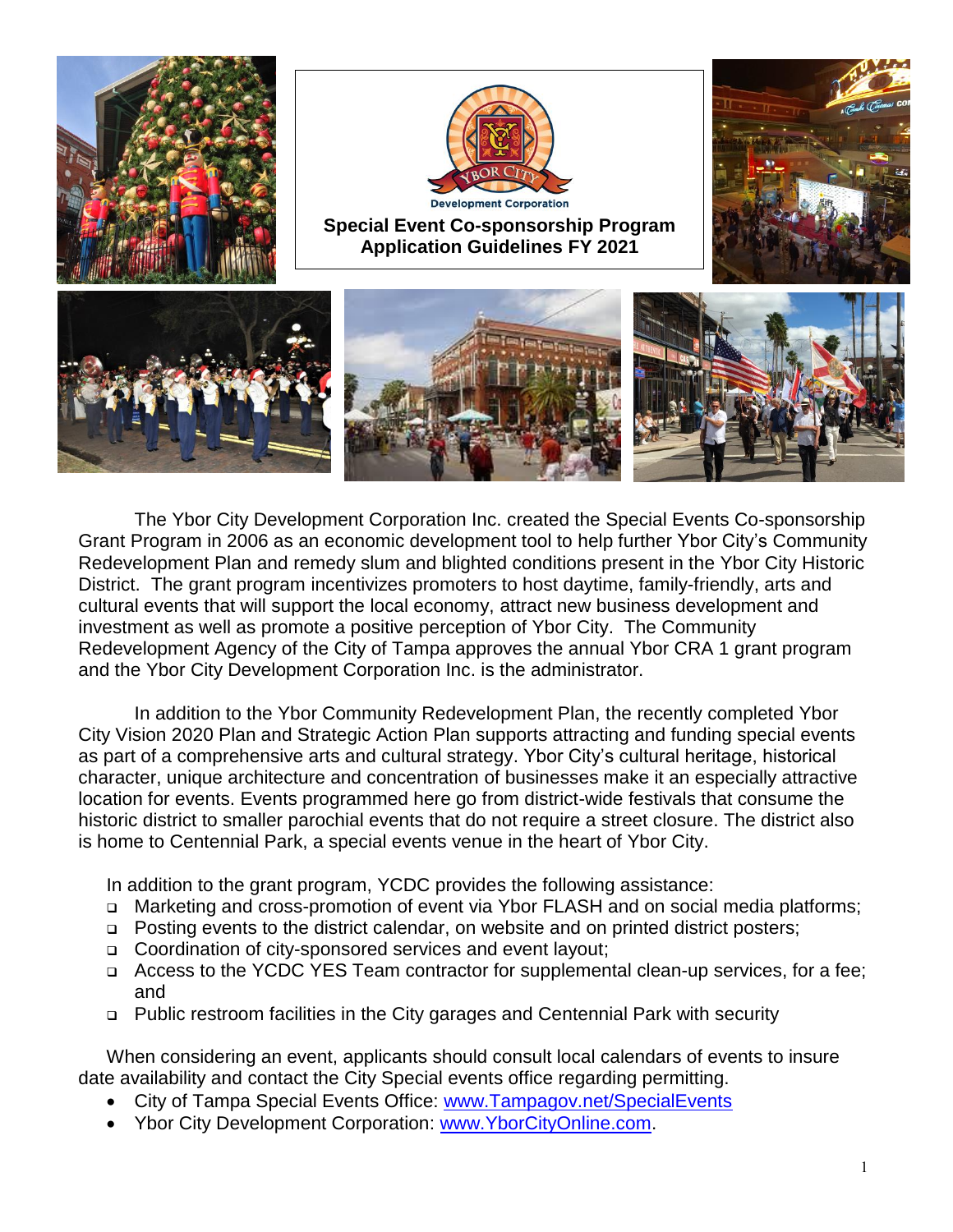Development Corporation

# Special Event Co-sponsorship Program Application Guidelines FY 2021

The Ybor City Development Corporation Inc. created the Special Events Co-sponsorship Grant Program in 2006 as an economic development tool to help further Ybor City's Community Redevelopment Plan and remedy slum and blighted conditions present in the Ybor City Historic District. The grant program incentivizes promoters to host daytime, family-friendly, arts and cultural events that will support the local economy, attract new business development and investment as well as promote a positive perception of Ybor City. The Community Redevelopment Agency of the City of Tampa approves the annual Ybor CRA 1 grant program and the Ybor City Development Corporation Inc. is the administrator.

In addition to the Ybor Community Redevelopment Plan, the recently completed Ybor City Vision 2020 Plan and Strategic Action Plan supports attracting and funding special events as part of a comprehensive arts and cultural strategy. Ybor City's cultural heritage, historical character, unique architecture and concentration of businesses make it an especially attractive location for events. Events programmed here go from district-wide festivals that consume the historic district to smaller parochial events that do not require a street closure. The district also is home to Centennial Park, a special events venue in the heart of Ybor City.

In addition to the grant program, YCDC provides the following assistance:

- Marketing and cross-promotion of event via Ybor FLASH and on social media platforms;
- Posting events to the district calendar, on website and on printed district posters;
- Coordination of city-sponsored services and event layout;
- Access to the YCDC YES Team contractor for supplemental clean-up services, for a fee; and
- Public restroom facilities in the City garages and Centennial Park with security

When considering an event, applicants should consult local calendars of events to insure date availability and contact the City Special events office regarding permitting.

- City of Tampa Special Events Office: [www.Tampagov.net/SpecialEvents](www.Tampagov.net/SpecialEvents)
- Ybor City Development Corporation: [www.YborCityOnline.com](www.YborCityOnline.com).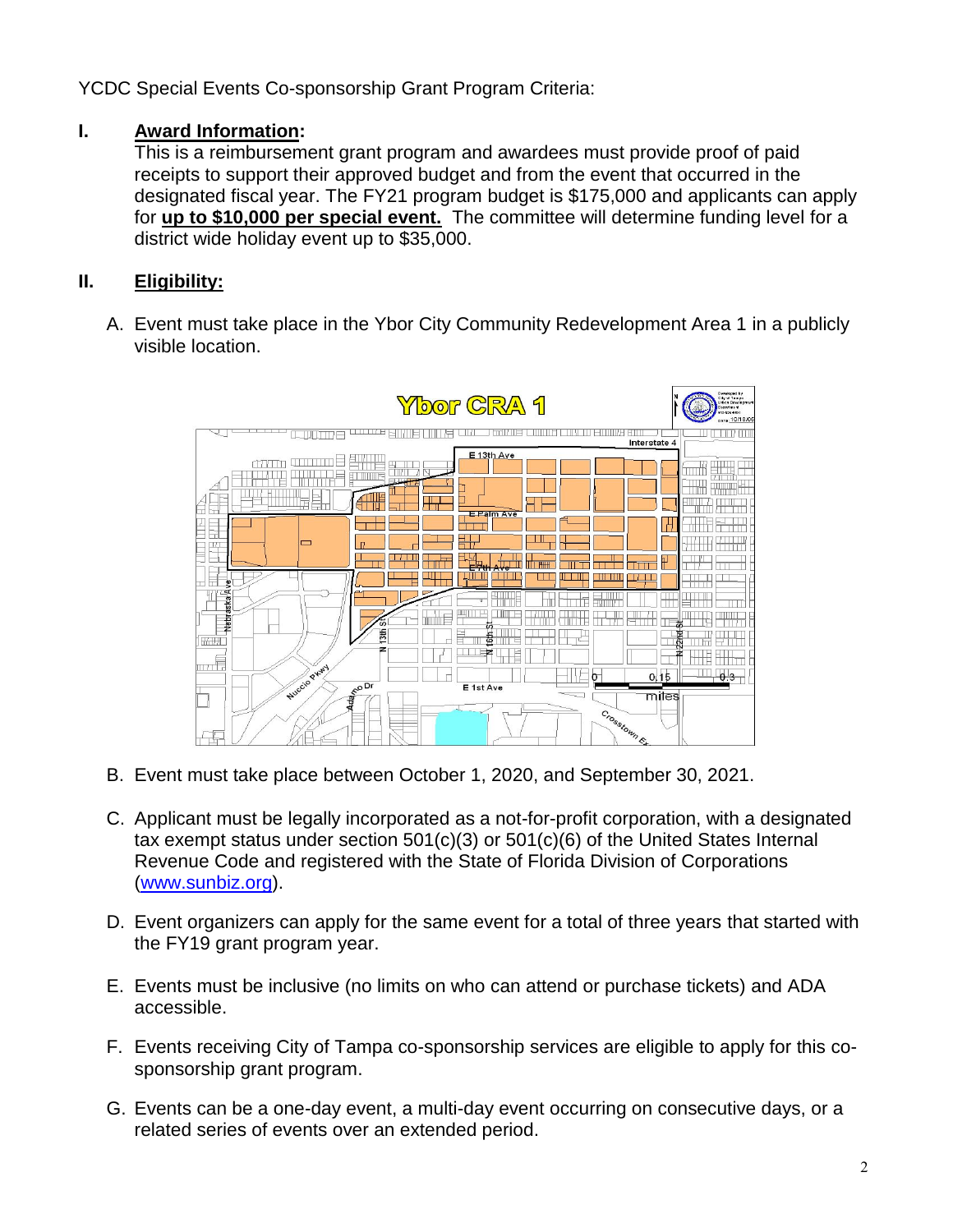YCDC Special Events Co-sponsorship Grant Program Criteria:

## I. **Award Information:**

This is a reimbursement grant program and awardees must provide proof of paid receipts to support their approved budget and from the event that occurred in the designated fiscal year. The FY21 program budget is $175,000 and applicants can apply for **up to $10,000 per special event.** The committee will determine funding level for a district wide holiday event up to $35,000.

## II. **Eligibility:**

A. Event must take place in the Ybor City Community Redevelopment Area 1 in a publicly visible location.

B. Event must take place between October 1, 2020, and September 30, 2021.

C. Applicant must be legally incorporated as a not-for-profit corporation, with a designated tax exempt status under section 501(c)(3) or 501(c)(6) of the United States Internal Revenue Code and registered with the State of Florida Division of Corporations (www.sunbiz.org).

D. Event organizers can apply for the same event for a total of three years that started with the FY19 grant program year.

E. Events must be inclusive (no limits on who can attend or purchase tickets) and ADA accessible.

F. Events receiving City of Tampa co-sponsorship services are eligible to apply for this co-sponsorship grant program.

G. Events can be a one-day event, a multi-day event occurring on consecutive days, or a related series of events over an extended period.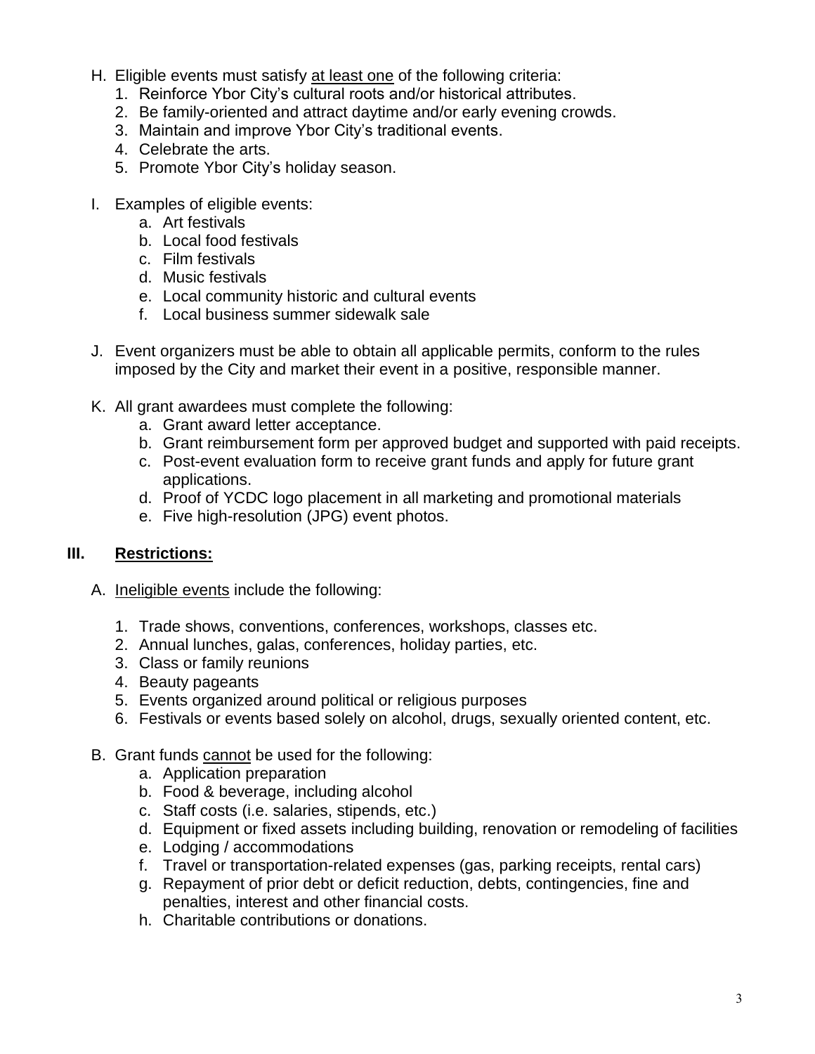H. Eligible events must satisfy <u>at least one</u> of the following criteria:
   1. Reinforce Ybor City's cultural roots and/or historical attributes.
   2. Be family-oriented and attract daytime and/or early evening crowds.
   3. Maintain and improve Ybor City's traditional events.
   4. Celebrate the arts.
   5. Promote Ybor City's holiday season.

I. Examples of eligible events:
   a. Art festivals
   b. Local food festivals
   c. Film festivals
   d. Music festivals
   e. Local community historic and cultural events
   f. Local business summer sidewalk sale

J. Event organizers must be able to obtain all applicable permits, conform to the rules imposed by the City and market their event in a positive, responsible manner.

K. All grant awardees must complete the following:
   a. Grant award letter acceptance.
   b. Grant reimbursement form per approved budget and supported with paid receipts.
   c. Post-event evaluation form to receive grant funds and apply for future grant applications.
   d. Proof of YCDC logo placement in all marketing and promotional materials
   e. Five high-resolution (JPG) event photos.

## III. <u>Restrictions:</u>

A. <u>Ineligible events</u> include the following:

   1. Trade shows, conventions, conferences, workshops, classes etc.
   2. Annual lunches, galas, conferences, holiday parties, etc.
   3. Class or family reunions
   4. Beauty pageants
   5. Events organized around political or religious purposes
   6. Festivals or events based solely on alcohol, drugs, sexually oriented content, etc.

B. Grant funds <u>cannot</u> be used for the following:
   a. Application preparation
   b. Food & beverage, including alcohol
   c. Staff costs (i.e. salaries, stipends, etc.)
   d. Equipment or fixed assets including building, renovation or remodeling of facilities
   e. Lodging / accommodations
   f. Travel or transportation-related expenses (gas, parking receipts, rental cars)
   g. Repayment of prior debt or deficit reduction, debts, contingencies, fine and penalties, interest and other financial costs.
   h. Charitable contributions or donations.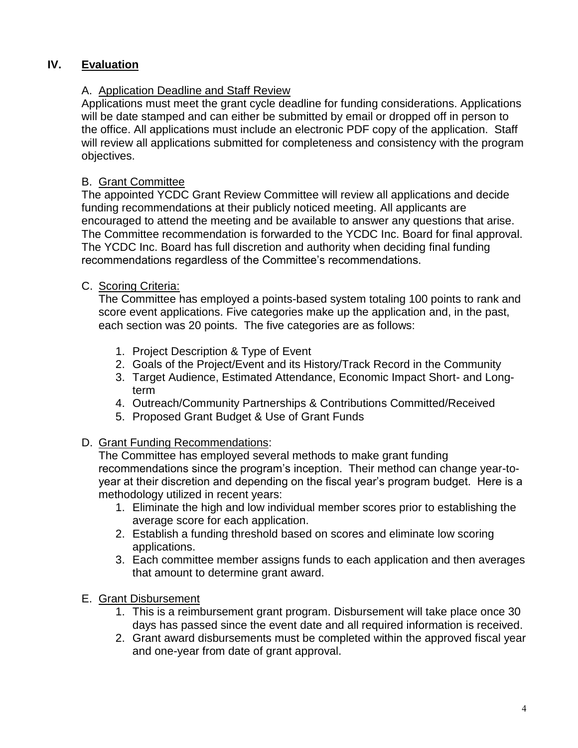## IV. Evaluation

### A. Application Deadline and Staff Review

Applications must meet the grant cycle deadline for funding considerations. Applications will be date stamped and can either be submitted by email or dropped off in person to the office. All applications must include an electronic PDF copy of the application. Staff will review all applications submitted for completeness and consistency with the program objectives.

### B. Grant Committee

The appointed YCDC Grant Review Committee will review all applications and decide funding recommendations at their publicly noticed meeting. All applicants are encouraged to attend the meeting and be available to answer any questions that arise. The Committee recommendation is forwarded to the YCDC Inc. Board for final approval. The YCDC Inc. Board has full discretion and authority when deciding final funding recommendations regardless of the Committee's recommendations.

### C. Scoring Criteria:

The Committee has employed a points-based system totaling 100 points to rank and score event applications. Five categories make up the application and, in the past, each section was 20 points. The five categories are as follows:

1. Project Description & Type of Event
2. Goals of the Project/Event and its History/Track Record in the Community
3. Target Audience, Estimated Attendance, Economic Impact Short- and Long-term
4. Outreach/Community Partnerships & Contributions Committed/Received
5. Proposed Grant Budget & Use of Grant Funds

### D. Grant Funding Recommendations:

The Committee has employed several methods to make grant funding recommendations since the program's inception. Their method can change year-to-year at their discretion and depending on the fiscal year's program budget. Here is a methodology utilized in recent years:

1. Eliminate the high and low individual member scores prior to establishing the average score for each application.
2. Establish a funding threshold based on scores and eliminate low scoring applications.
3. Each committee member assigns funds to each application and then averages that amount to determine grant award.

### E. Grant Disbursement

1. This is a reimbursement grant program. Disbursement will take place once 30 days has passed since the event date and all required information is received.
2. Grant award disbursements must be completed within the approved fiscal year and one-year from date of grant approval.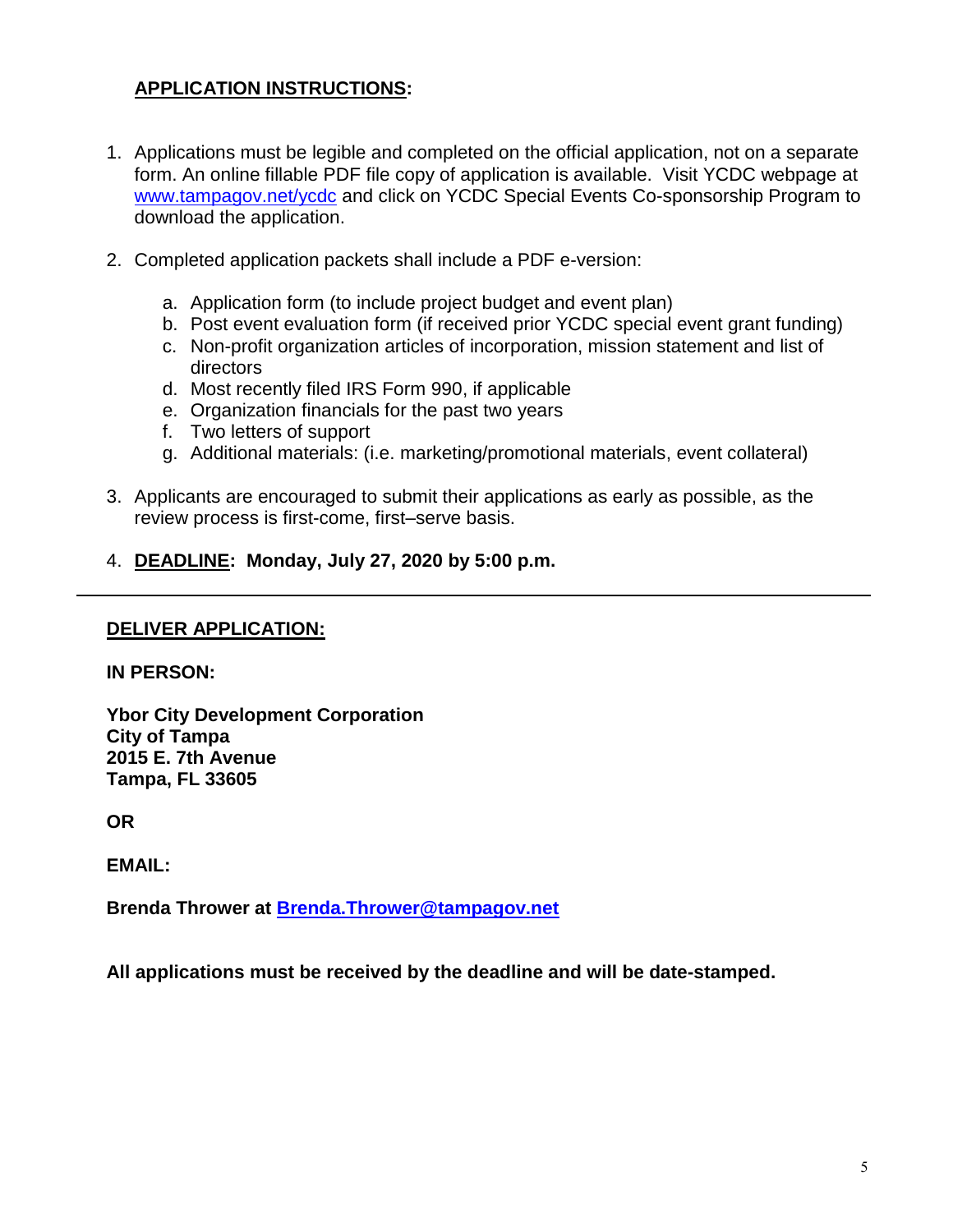## **APPLICATION INSTRUCTIONS:**

1. Applications must be legible and completed on the official application, not on a separate form. An online fillable PDF file copy of application is available. Visit YCDC webpage at [www.tampagov.net/ycdc](http://www.tampagov.net/ycdc) and click on YCDC Special Events Co-sponsorship Program to download the application.

2. Completed application packets shall include a PDF e-version:

   a. Application form (to include project budget and event plan)
   b. Post event evaluation form (if received prior YCDC special event grant funding)
   c. Non-profit organization articles of incorporation, mission statement and list of directors
   d. Most recently filed IRS Form 990, if applicable
   e. Organization financials for the past two years
   f. Two letters of support
   g. Additional materials: (i.e. marketing/promotional materials, event collateral)

3. Applicants are encouraged to submit their applications as early as possible, as the review process is first-come, first–serve basis.

4. **DEADLINE: Monday, July 27, 2020 by 5:00 p.m.**

---

## **DELIVER APPLICATION:**

**IN PERSON:**

**Ybor City Development Corporation**
**City of Tampa**
**2015 E. 7th Avenue**
**Tampa, FL 33605**

**OR**

**EMAIL:**

**Brenda Thrower at [Brenda.Thrower@tampagov.net](mailto:Brenda.Thrower@tampagov.net)**

**All applications must be received by the deadline and will be date-stamped.**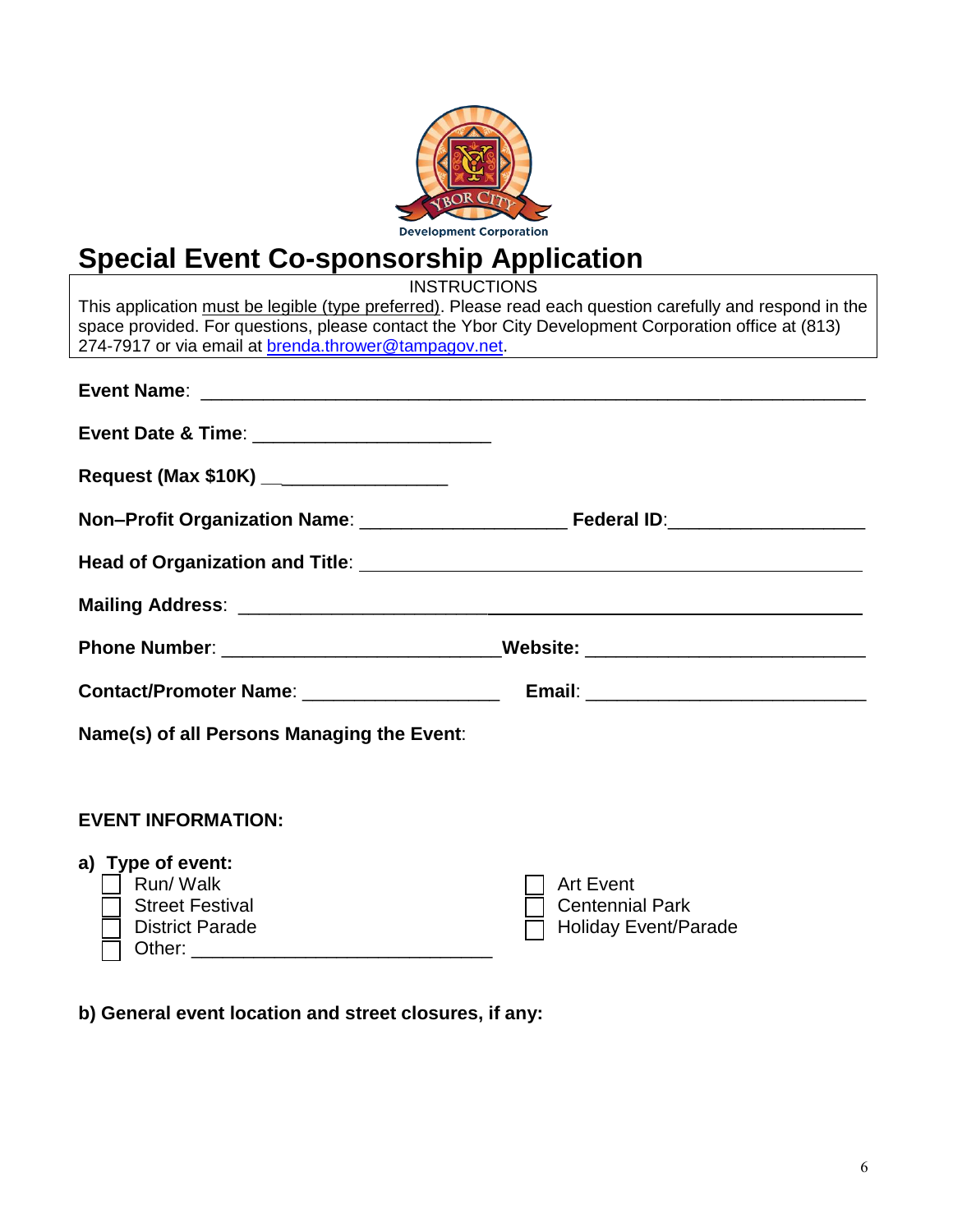Ybor City Development Corporation

# Special Event Co-sponsorship Application

INSTRUCTIONS

This application must be legible (type preferred). Please read each question carefully and respond in the space provided. For questions, please contact the Ybor City Development Corporation office at (813) 274-7917 or via email at brenda.thrower@tampagov.net.

**Event Name**: ____________________________________________________________

**Event Date & Time**: ______________________

**Request (Max $10K)** __________________

**Non–Profit Organization Name**: ___________________ **Federal ID**:__________________

**Head of Organization and Title**: ______________________________________________

**Mailing Address**: __________________________________________________________

**Phone Number**: __________________________**Website:** __________________________

**Contact/Promoter Name**: ___________________ **Email**: __________________________

**Name(s) of all Persons Managing the Event**:

**EVENT INFORMATION:**

**a) Type of event:**

- ☐ Run/ Walk
- ☐ Street Festival
- ☐ District Parade
- ☐ Other: ____________________________
- ☐ Art Event
- ☐ Centennial Park
- ☐ Holiday Event/Parade

**b) General event location and street closures, if any:**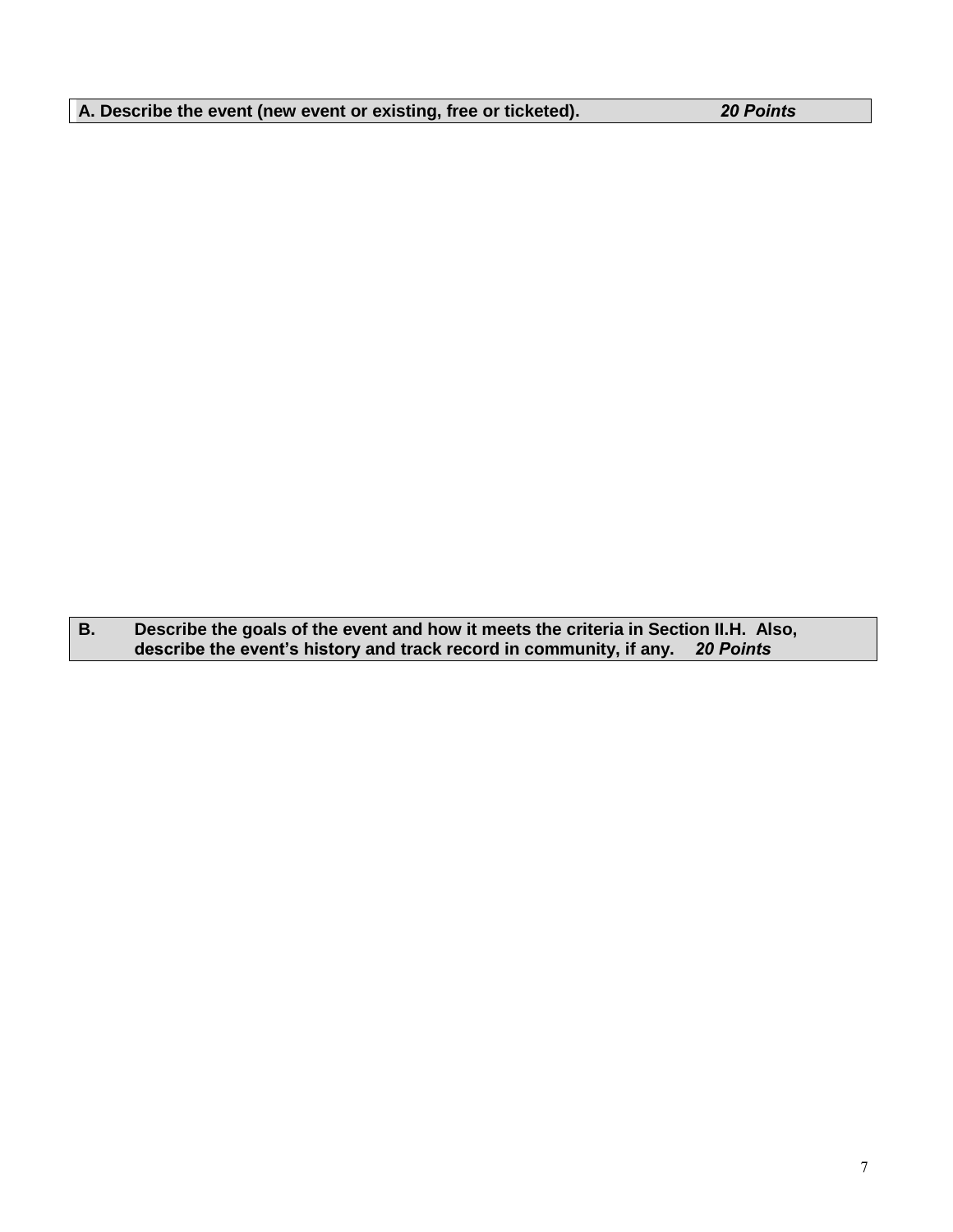**A. Describe the event (new event or existing, free or ticketed).** ***20 Points***

**B. Describe the goals of the event and how it meets the criteria in Section II.H. Also, describe the event's history and track record in community, if any.** ***20 Points***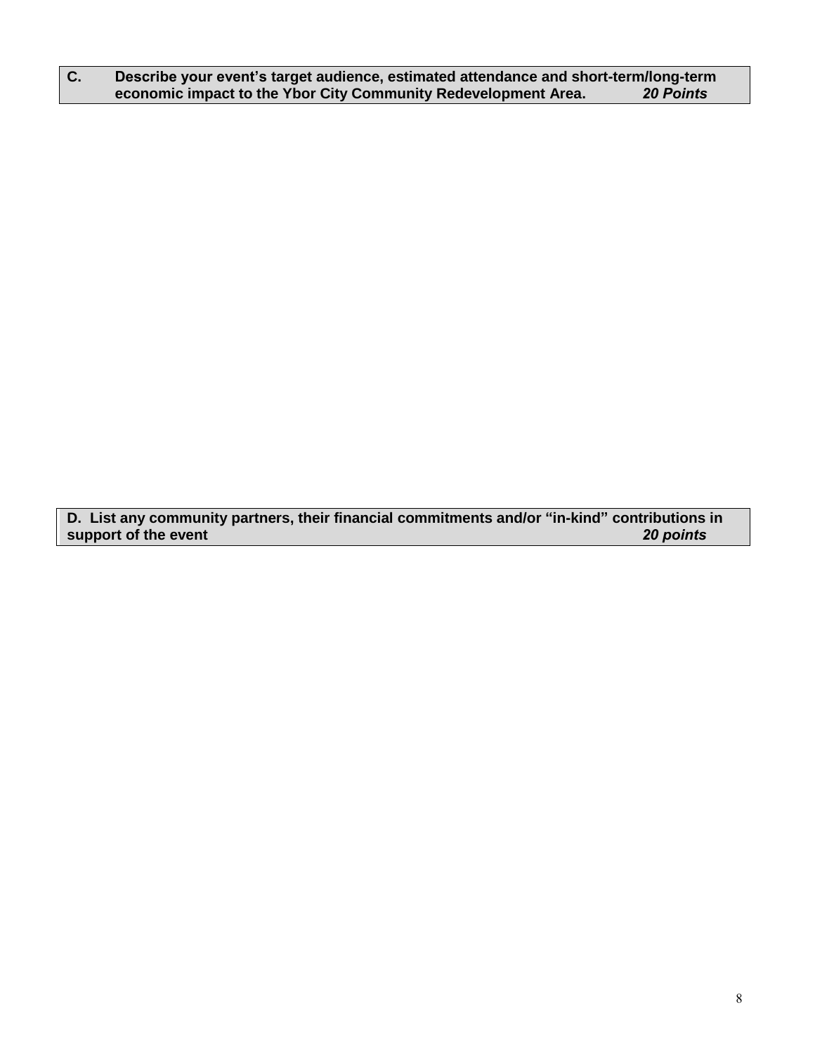**C. Describe your event's target audience, estimated attendance and short-term/long-term economic impact to the Ybor City Community Redevelopment Area.** ***20 Points***

**D. List any community partners, their financial commitments and/or "in-kind" contributions in support of the event** ***20 points***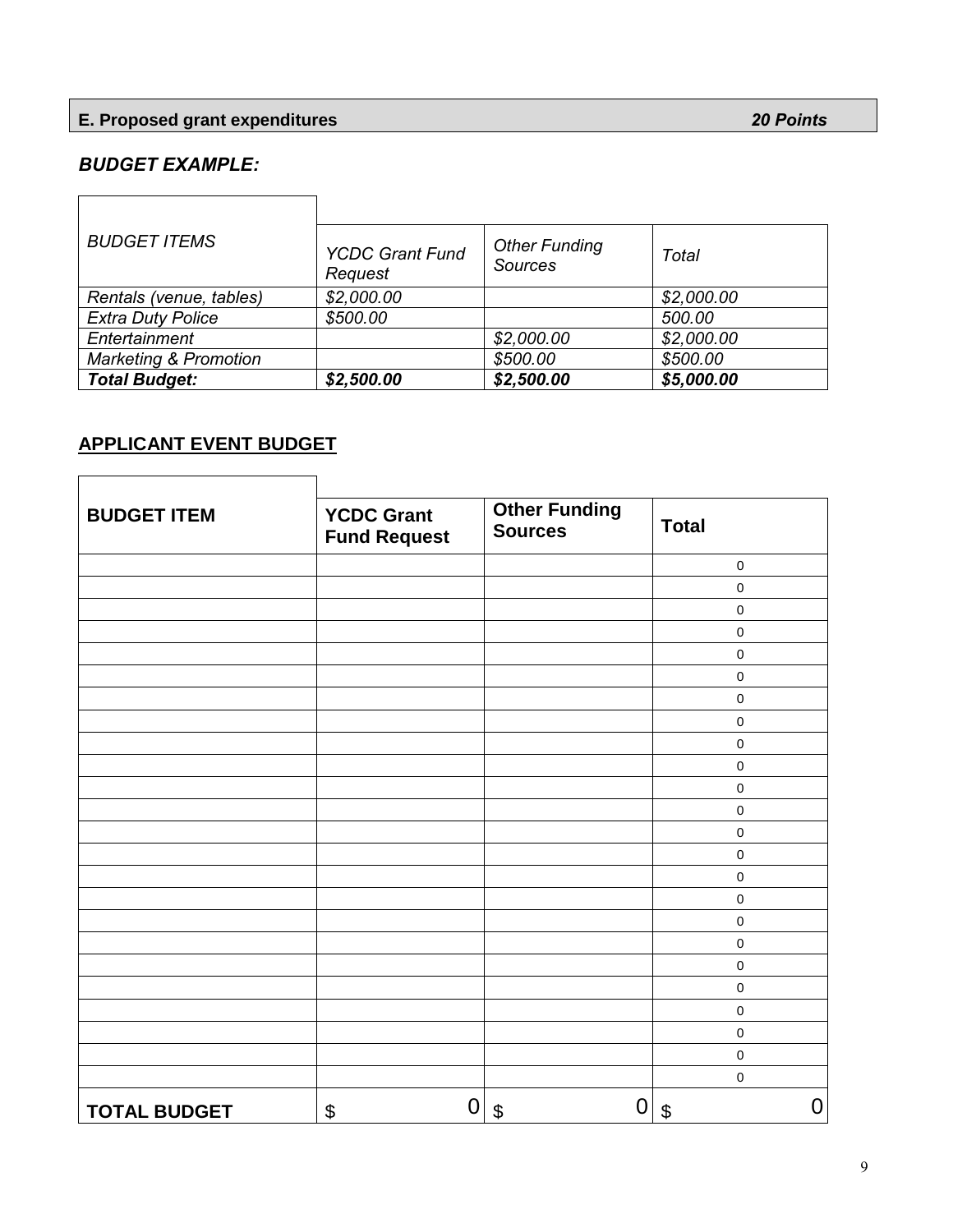## E. Proposed grant expenditures *20 Points*

***BUDGET EXAMPLE:***

| *BUDGET ITEMS* | *YCDC Grant Fund Request* | *Other Funding Sources* | *Total* |
|---|---|---|---|
| *Rentals (venue, tables)* | *$2,000.00* | | *$2,000.00* |
| *Extra Duty Police* | *$500.00* | | *500.00* |
| *Entertainment* | | *$2,000.00* | *$2,000.00* |
| *Marketing & Promotion* | | *$500.00* | *$500.00* |
| ***Total Budget:*** | ***$2,500.00*** | ***$2,500.00*** | ***$5,000.00*** |

**APPLICANT EVENT BUDGET**

| **BUDGET ITEM** | **YCDC Grant Fund Request** | **Other Funding Sources** | **Total** |
|---|---|---|---|
| | | | 0 |
| | | | 0 |
| | | | 0 |
| | | | 0 |
| | | | 0 |
| | | | 0 |
| | | | 0 |
| | | | 0 |
| | | | 0 |
| | | | 0 |
| | | | 0 |
| | | | 0 |
| | | | 0 |
| | | | 0 |
| | | | 0 |
| | | | 0 |
| | | | 0 |
| | | | 0 |
| | | | 0 |
| | | | 0 |
| | | | 0 |
| | | | 0 |
| | | | 0 |
| | | | 0 |
| **TOTAL BUDGET** | $ 0 | $ 0 | $ 0 |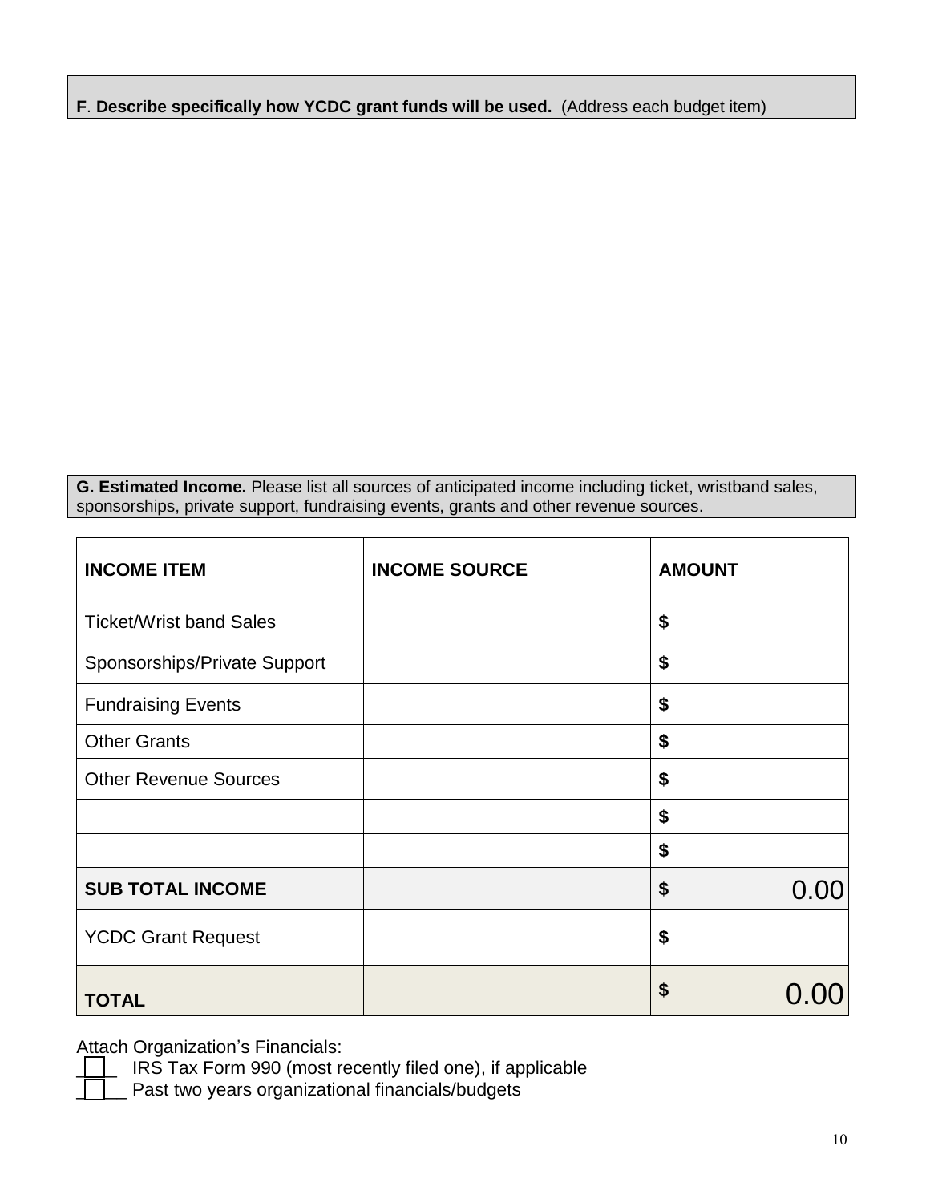**F**. **Describe specifically how YCDC grant funds will be used.** (Address each budget item)

**G. Estimated Income.** Please list all sources of anticipated income including ticket, wristband sales, sponsorships, private support, fundraising events, grants and other revenue sources.

| **INCOME ITEM** | **INCOME SOURCE** | **AMOUNT** |
|---|---|---|
| Ticket/Wrist band Sales | | **$** |
| Sponsorships/Private Support | | **$** |
| Fundraising Events | | **$** |
| Other Grants | | **$** |
| Other Revenue Sources | | **$** |
| | | **$** |
| | | **$** |
| **SUB TOTAL INCOME** | | **$** 0.00 |
| YCDC Grant Request | | **$** |
| **TOTAL** | | **$** 0.00 |

Attach Organization's Financials:

☐ IRS Tax Form 990 (most recently filed one), if applicable

☐ Past two years organizational financials/budgets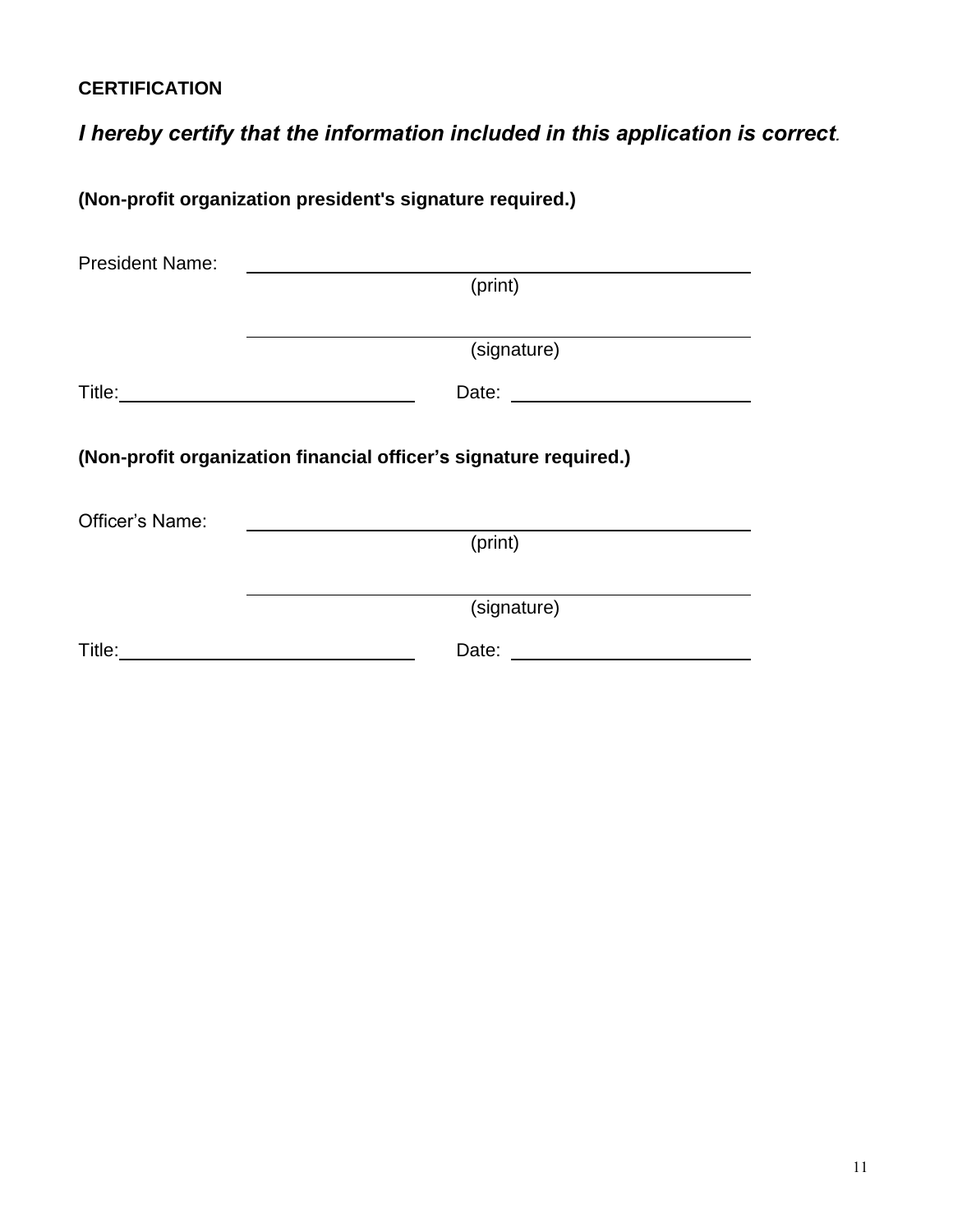**CERTIFICATION**

***I hereby certify that the information included in this application is correct.***

**(Non-profit organization president's signature required.)**

President Name: ______________________________
(print)

______________________________
(signature)

Title: ______________________ Date: ______________________

**(Non-profit organization financial officer's signature required.)**

Officer's Name: ______________________________
(print)

______________________________
(signature)

Title: ______________________ Date: ______________________